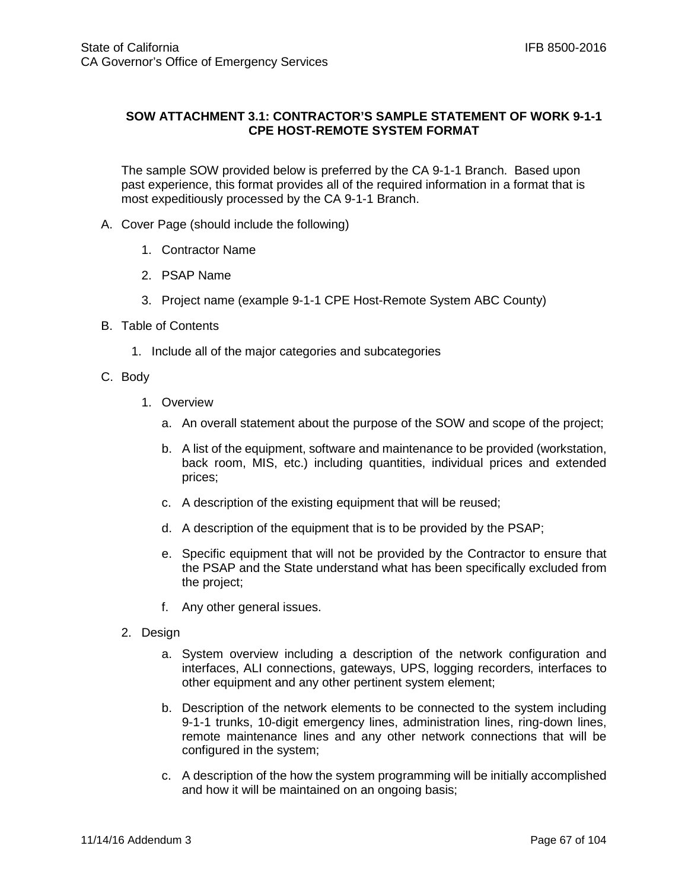## SOW ATTACHMENT 3.1: CONTRACTOR'S SAMPLE STATEMENT OF WORK 9-1-1 CPE HOST-REMOTE SYSTEM FORMAT

The sample SOW provided below is preferred by the CA 9-1-1 Branch. Based upon past experience, this format provides all of the required information in a format that is most expeditiously processed by the CA 9-1-1 Branch.

A. Cover Page (should include the following)

   1. Contractor Name

   2. PSAP Name

   3. Project name (example 9-1-1 CPE Host-Remote System ABC County)

B. Table of Contents

   1. Include all of the major categories and subcategories

C. Body

   1. Overview

      a. An overall statement about the purpose of the SOW and scope of the project;

      b. A list of the equipment, software and maintenance to be provided (workstation, back room, MIS, etc.) including quantities, individual prices and extended prices;

      c. A description of the existing equipment that will be reused;

      d. A description of the equipment that is to be provided by the PSAP;

      e. Specific equipment that will not be provided by the Contractor to ensure that the PSAP and the State understand what has been specifically excluded from the project;

      f. Any other general issues.

   2. Design

      a. System overview including a description of the network configuration and interfaces, ALI connections, gateways, UPS, logging recorders, interfaces to other equipment and any other pertinent system element;

      b. Description of the network elements to be connected to the system including 9-1-1 trunks, 10-digit emergency lines, administration lines, ring-down lines, remote maintenance lines and any other network connections that will be configured in the system;

      c. A description of the how the system programming will be initially accomplished and how it will be maintained on an ongoing basis;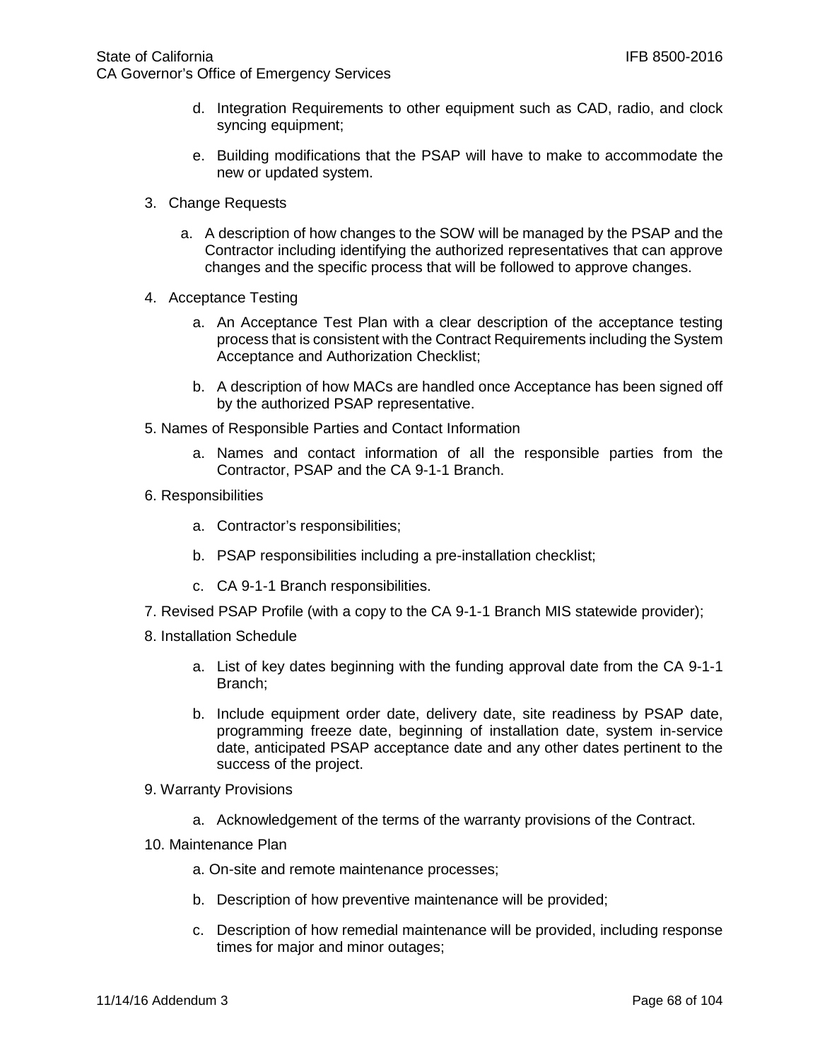d. Integration Requirements to other equipment such as CAD, radio, and clock syncing equipment;

e. Building modifications that the PSAP will have to make to accommodate the new or updated system.

3. Change Requests

   a. A description of how changes to the SOW will be managed by the PSAP and the Contractor including identifying the authorized representatives that can approve changes and the specific process that will be followed to approve changes.

4. Acceptance Testing

   a. An Acceptance Test Plan with a clear description of the acceptance testing process that is consistent with the Contract Requirements including the System Acceptance and Authorization Checklist;

   b. A description of how MACs are handled once Acceptance has been signed off by the authorized PSAP representative.

5. Names of Responsible Parties and Contact Information

   a. Names and contact information of all the responsible parties from the Contractor, PSAP and the CA 9-1-1 Branch.

6. Responsibilities

   a. Contractor's responsibilities;

   b. PSAP responsibilities including a pre-installation checklist;

   c. CA 9-1-1 Branch responsibilities.

7. Revised PSAP Profile (with a copy to the CA 9-1-1 Branch MIS statewide provider);

8. Installation Schedule

   a. List of key dates beginning with the funding approval date from the CA 9-1-1 Branch;

   b. Include equipment order date, delivery date, site readiness by PSAP date, programming freeze date, beginning of installation date, system in-service date, anticipated PSAP acceptance date and any other dates pertinent to the success of the project.

9. Warranty Provisions

   a. Acknowledgement of the terms of the warranty provisions of the Contract.

10. Maintenance Plan

    a. On-site and remote maintenance processes;

    b. Description of how preventive maintenance will be provided;

    c. Description of how remedial maintenance will be provided, including response times for major and minor outages;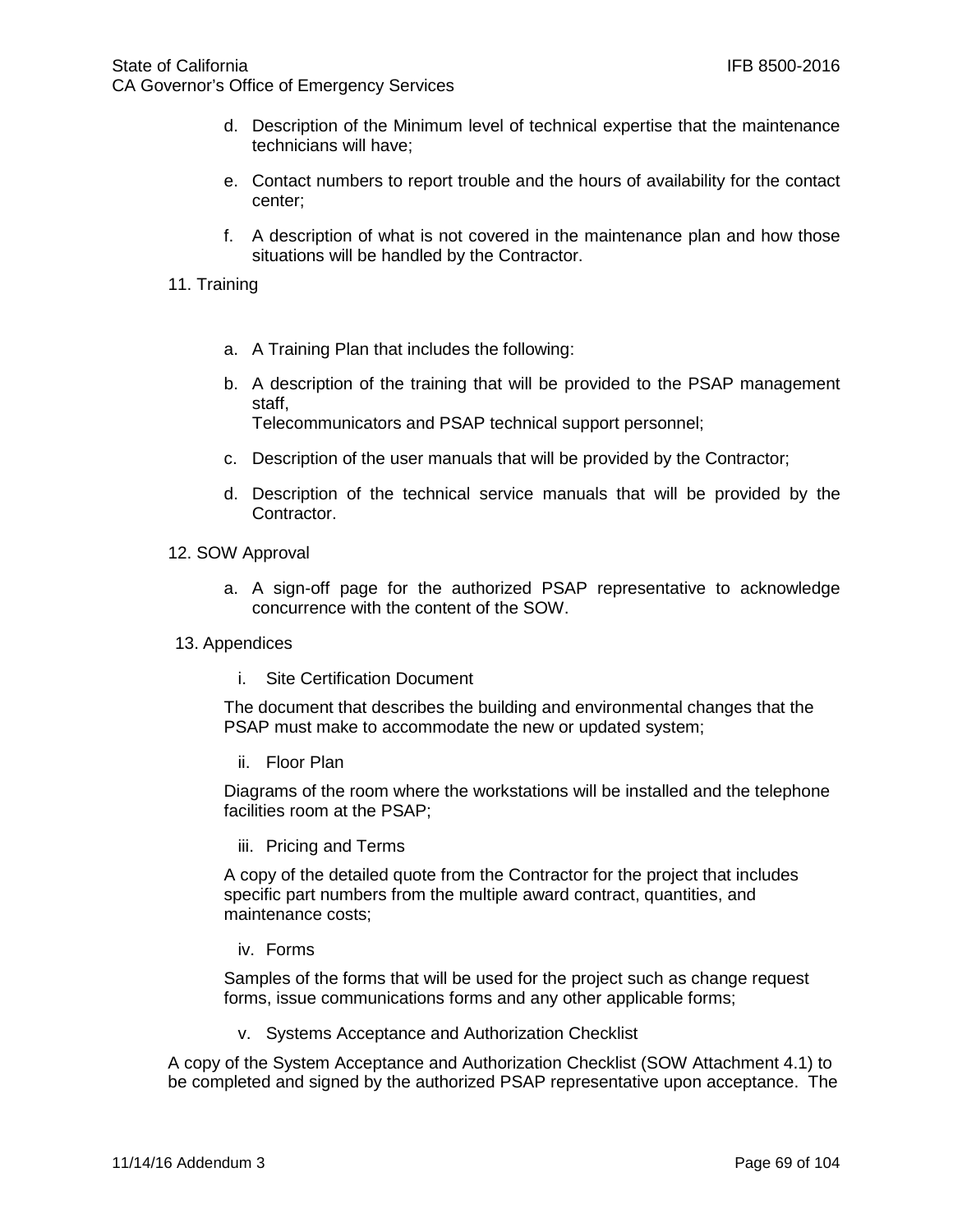d. Description of the Minimum level of technical expertise that the maintenance technicians will have;

e. Contact numbers to report trouble and the hours of availability for the contact center;

f. A description of what is not covered in the maintenance plan and how those situations will be handled by the Contractor.

11. Training

a. A Training Plan that includes the following:

b. A description of the training that will be provided to the PSAP management staff,
Telecommunicators and PSAP technical support personnel;

c. Description of the user manuals that will be provided by the Contractor;

d. Description of the technical service manuals that will be provided by the Contractor.

12. SOW Approval

a. A sign-off page for the authorized PSAP representative to acknowledge concurrence with the content of the SOW.

13. Appendices

i. Site Certification Document

The document that describes the building and environmental changes that the PSAP must make to accommodate the new or updated system;

ii. Floor Plan

Diagrams of the room where the workstations will be installed and the telephone facilities room at the PSAP;

iii. Pricing and Terms

A copy of the detailed quote from the Contractor for the project that includes specific part numbers from the multiple award contract, quantities, and maintenance costs;

iv. Forms

Samples of the forms that will be used for the project such as change request forms, issue communications forms and any other applicable forms;

v. Systems Acceptance and Authorization Checklist

A copy of the System Acceptance and Authorization Checklist (SOW Attachment 4.1) to be completed and signed by the authorized PSAP representative upon acceptance. The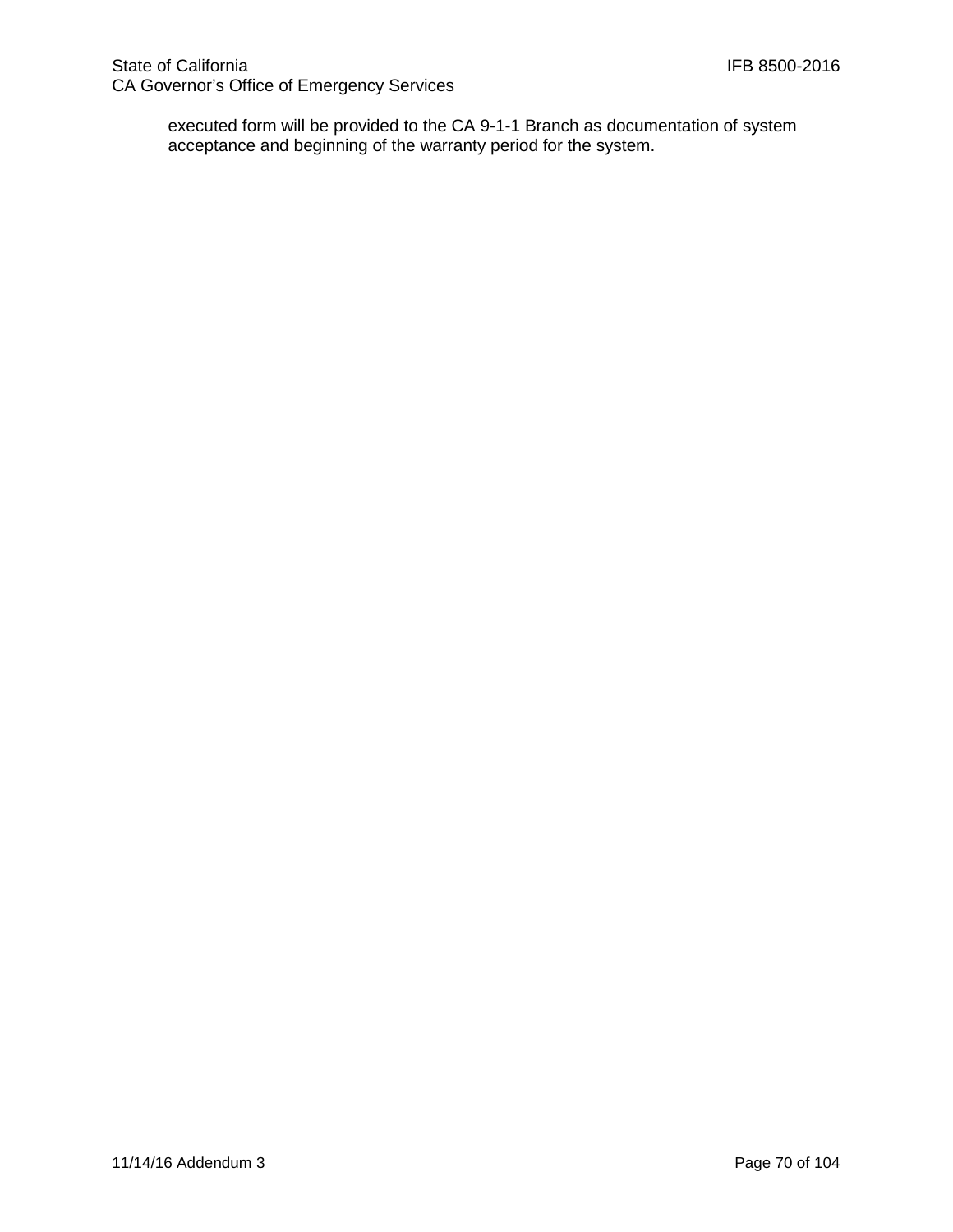executed form will be provided to the CA 9-1-1 Branch as documentation of system acceptance and beginning of the warranty period for the system.